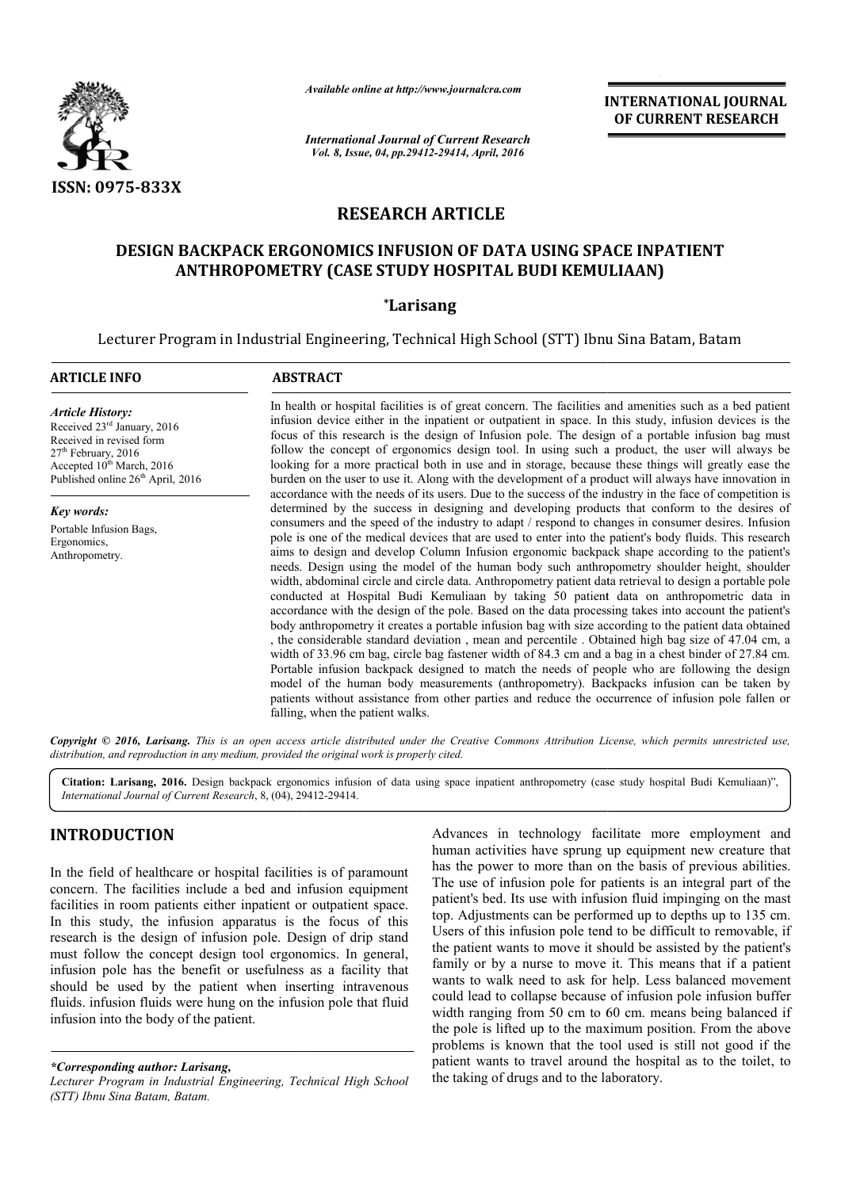ISSN: 0975-833X

*Available online at http://www.journalcra.com*

*International Journal of Current Research*
*Vol. 8, Issue, 04, pp.29412-29414, April, 2016*

**INTERNATIONAL JOURNAL OF CURRENT RESEARCH**

## RESEARCH ARTICLE

# DESIGN BACKPACK ERGONOMICS INFUSION OF DATA USING SPACE INPATIENT ANTHROPOMETRY (CASE STUDY HOSPITAL BUDI KEMULIAAN)

**\*Larisang**

Lecturer Program in Industrial Engineering, Technical High School (STT) Ibnu Sina Batam, Batam

**ARTICLE INFO**

*Article History:*
Received 23rd January, 2016
Received in revised form
27th February, 2016
Accepted 10th March, 2016
Published online 26th April, 2016

*Key words:*
Portable Infusion Bags,
Ergonomics,
Anthropometry.

**ABSTRACT**

In health or hospital facilities is of great concern. The facilities and amenities such as a bed patient infusion device either in the inpatient or outpatient in space. In this study, infusion devices is the focus of this research is the design of Infusion pole. The design of a portable infusion bag must follow the concept of ergonomics design tool. In using such a product, the user will always be looking for a more practical both in use and in storage, because these things will greatly ease the burden on the user to use it. Along with the development of a product will always have innovation in accordance with the needs of its users. Due to the success of the industry in the face of competition is determined by the success in designing and developing products that conform to the desires of consumers and the speed of the industry to adapt / respond to changes in consumer desires. Infusion pole is one of the medical devices that are used to enter into the patient's body fluids. This research aims to design and develop Column Infusion ergonomic backpack shape according to the patient's needs. Design using the model of the human body such anthropometry shoulder height, shoulder width, abdominal circle and circle data. Anthropometry patient data retrieval to design a portable pole conducted at Hospital Budi Kemuliaan by taking 50 patient data on anthropometric data in accordance with the design of the pole. Based on the data processing takes into account the patient's body anthropometry it creates a portable infusion bag with size according to the patient data obtained , the considerable standard deviation , mean and percentile . Obtained high bag size of 47.04 cm, a width of 33.96 cm bag, circle bag fastener width of 84.3 cm and a bag in a chest binder of 27.84 cm. Portable infusion backpack designed to match the needs of people who are following the design model of the human body measurements (anthropometry). Backpacks infusion can be taken by patients without assistance from other parties and reduce the occurrence of infusion pole fallen or falling, when the patient walks.

*Copyright © 2016, Larisang. This is an open access article distributed under the Creative Commons Attribution License, which permits unrestricted use, distribution, and reproduction in any medium, provided the original work is properly cited.*

**Citation: Larisang, 2016.** Design backpack ergonomics infusion of data using space inpatient anthropometry (case study hospital Budi Kemuliaan)", *International Journal of Current Research*, 8, (04), 29412-29414.

## INTRODUCTION

In the field of healthcare or hospital facilities is of paramount concern. The facilities include a bed and infusion equipment facilities in room patients either inpatient or outpatient space. In this study, the infusion apparatus is the focus of this research is the design of infusion pole. Design of drip stand must follow the concept design tool ergonomics. In general, infusion pole has the benefit or usefulness as a facility that should be used by the patient when inserting intravenous fluids. infusion fluids were hung on the infusion pole that fluid infusion into the body of the patient.

Advances in technology facilitate more employment and human activities have sprung up equipment new creature that has the power to more than on the basis of previous abilities. The use of infusion pole for patients is an integral part of the patient's bed. Its use with infusion fluid impinging on the mast top. Adjustments can be performed up to depths up to 135 cm. Users of this infusion pole tend to be difficult to removable, if the patient wants to move it should be assisted by the patient's family or by a nurse to move it. This means that if a patient wants to walk need to ask for help. Less balanced movement could lead to collapse because of infusion pole infusion buffer width ranging from 50 cm to 60 cm. means being balanced if the pole is lifted up to the maximum position. From the above problems is known that the tool used is still not good if the patient wants to travel around the hospital as to the toilet, to the taking of drugs and to the laboratory.

*\*Corresponding author: Larisang,*
*Lecturer Program in Industrial Engineering, Technical High School (STT) Ibnu Sina Batam, Batam.*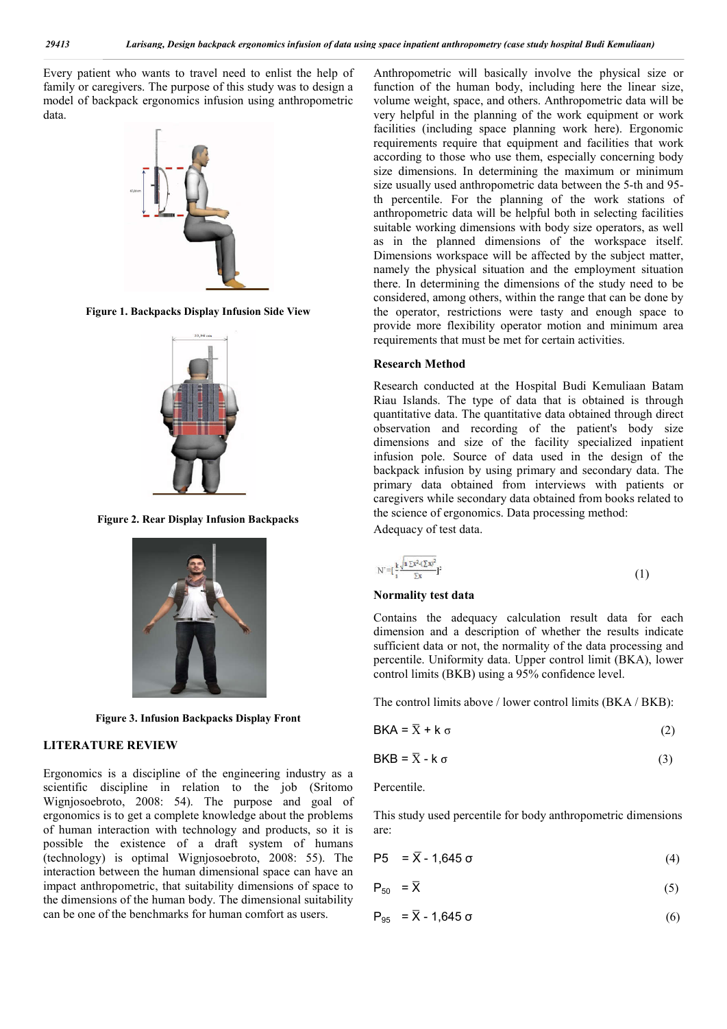Every patient who wants to travel need to enlist the help of family or caregivers. The purpose of this study was to design a model of backpack ergonomics infusion using anthropometric data.

**Figure 1. Backpacks Display Infusion Side View**

**Figure 2. Rear Display Infusion Backpacks**

**Figure 3. Infusion Backpacks Display Front**

## LITERATURE REVIEW

Ergonomics is a discipline of the engineering industry as a scientific discipline in relation to the job (Sritomo Wignjosoebroto, 2008: 54). The purpose and goal of ergonomics is to get a complete knowledge about the problems of human interaction with technology and products, so it is possible the existence of a draft system of humans (technology) is optimal Wignjosoebroto, 2008: 55). The interaction between the human dimensional space can have an impact anthropometric, that suitability dimensions of space to the dimensions of the human body. The dimensional suitability can be one of the benchmarks for human comfort as users.

Anthropometric will basically involve the physical size or function of the human body, including here the linear size, volume weight, space, and others. Anthropometric data will be very helpful in the planning of the work equipment or work facilities (including space planning work here). Ergonomic requirements require that equipment and facilities that work according to those who use them, especially concerning body size dimensions. In determining the maximum or minimum size usually used anthropometric data between the 5-th and 95-th percentile. For the planning of the work stations of anthropometric data will be helpful both in selecting facilities suitable working dimensions with body size operators, as well as in the planned dimensions of the workspace itself. Dimensions workspace will be affected by the subject matter, namely the physical situation and the employment situation there. In determining the dimensions of the study need to be considered, among others, within the range that can be done by the operator, restrictions were tasty and enough space to provide more flexibility operator motion and minimum area requirements that must be met for certain activities.

## Research Method

Research conducted at the Hospital Budi Kemuliaan Batam Riau Islands. The type of data that is obtained is through quantitative data. The quantitative data obtained through direct observation and recording of the patient's body size dimensions and size of the facility specialized inpatient infusion pole. Source of data used in the design of the backpack infusion by using primary and secondary data. The primary data obtained from interviews with patients or caregivers while secondary data obtained from books related to the science of ergonomics. Data processing method:

Adequacy of test data.

$$N' = \left[\frac{k}{s}\frac{\sqrt{n\sum x^2 - (\sum x)^2}}{\sum x}\right]^2 \quad (1)$$

**Normality test data**

Contains the adequacy calculation result data for each dimension and a description of whether the results indicate sufficient data or not, the normality of the data processing and percentile. Uniformity data. Upper control limit (BKA), lower control limits (BKB) using a 95% confidence level.

The control limits above / lower control limits (BKA / BKB):

$$BKA = \bar{X} + k\,\sigma \quad (2)$$

$$BKB = \bar{X} - k\,\sigma \quad (3)$$

Percentile.

This study used percentile for body anthropometric dimensions are:

$$P5 = \bar{X} - 1{,}645\,\sigma \quad (4)$$

$$P_{50} = \bar{X} \quad (5)$$

$$P_{95} = \bar{X} - 1{,}645\,\sigma \quad (6)$$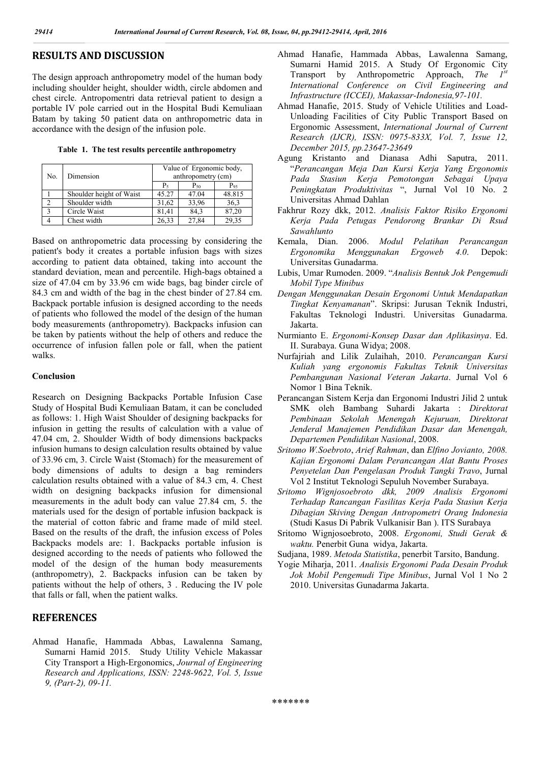## RESULTS AND DISCUSSION

The design approach anthropometry model of the human body including shoulder height, shoulder width, circle abdomen and chest circle. Antropomentri data retrieval patient to design a portable IV pole carried out in the Hospital Budi Kemuliaan Batam by taking 50 patient data on anthropometric data in accordance with the design of the infusion pole.

**Table 1. The test results percentile anthropometry**

| No. | Dimension | Value of Ergonomic body, anthropometry (cm) | | |
|---|---|---|---|---|
| | | $P_5$ | $P_{50}$ | $P_{95}$ |
| 1 | Shoulder height of Waist | 45.27 | 47.04 | 48.815 |
| 2 | Shoulder width | 31,62 | 33,96 | 36,3 |
| 3 | Circle Waist | 81,41 | 84,3 | 87,20 |
| 4 | Chest width | 26,33 | 27,84 | 29,35 |

Based on anthropometric data processing by considering the patient's body it creates a portable infusion bags with sizes according to patient data obtained, taking into account the standard deviation, mean and percentile. High-bags obtained a size of 47.04 cm by 33.96 cm wide bags, bag binder circle of 84.3 cm and width of the bag in the chest binder of 27.84 cm. Backpack portable infusion is designed according to the needs of patients who followed the model of the design of the human body measurements (anthropometry). Backpacks infusion can be taken by patients without the help of others and reduce the occurrence of infusion fallen pole or fall, when the patient walks.

### Conclusion

Research on Designing Backpacks Portable Infusion Case Study of Hospital Budi Kemuliaan Batam, it can be concluded as follows: 1. High Waist Shoulder of designing backpacks for infusion in getting the results of calculation with a value of 47.04 cm, 2. Shoulder Width of body dimensions backpacks infusion humans to design calculation results obtained by value of 33.96 cm, 3. Circle Waist (Stomach) for the measurement of body dimensions of adults to design a bag reminders calculation results obtained with a value of 84.3 cm, 4. Chest width on designing backpacks infusion for dimensional measurements in the adult body can value 27.84 cm, 5. the materials used for the design of portable infusion backpack is the material of cotton fabric and frame made of mild steel. Based on the results of the draft, the infusion excess of Poles Backpacks models are: 1. Backpacks portable infusion is designed according to the needs of patients who followed the model of the design of the human body measurements (anthropometry), 2. Backpacks infusion can be taken by patients without the help of others, 3 . Reducing the IV pole that falls or fall, when the patient walks.

## REFERENCES

Ahmad Hanafie, Hammada Abbas, Lawalenna Samang, Sumarni Hamid 2015. Study Utility Vehicle Makassar City Transport a High-Ergonomics, *Journal of Engineering Research and Applications, ISSN: 2248-9622, Vol. 5, Issue 9, (Part-2), 09-11.*

Ahmad Hanafie, Hammada Abbas, Lawalenna Samang, Sumarni Hamid 2015. A Study Of Ergonomic City Transport by Anthropometric Approach, *The 1st International Conference on Civil Engineering and Infrastructure (ICCEI), Makassar-Indonesia,97-101.*

Ahmad Hanafie, 2015. Study of Vehicle Utilities and Load-Unloading Facilities of City Public Transport Based on Ergonomic Assessment, *International Journal of Current Research (IJCR), ISSN: 0975-833X, Vol. 7, Issue 12, December 2015, pp.23647-23649*

Agung Kristanto and Dianasa Adhi Saputra, 2011. "*Perancangan Meja Dan Kursi Kerja Yang Ergonomis Pada Stasiun Kerja Pemotongan Sebagai Upaya Peningkatan Produktivitas* ", Jurnal Vol 10 No. 2 Universitas Ahmad Dahlan

Fakhrur Rozy dkk, 2012. *Analisis Faktor Risiko Ergonomi Kerja Pada Petugas Pendorong Brankar Di Rsud Sawahlunto*

Kemala, Dian. 2006. *Modul Pelatihan Perancangan Ergonomika Menggunakan Ergoweb 4.0*. Depok: Universitas Gunadarma.

Lubis, Umar Rumoden. 2009. "*Analisis Bentuk Jok Pengemudi Mobil Type Minibus*

*Dengan Menggunakan Desain Ergonomi Untuk Mendapatkan Tingkat Kenyamanan*". Skripsi: Jurusan Teknik Industri, Fakultas Teknologi Industri. Universitas Gunadarma. Jakarta.

Nurmianto E. *Ergonomi-Konsep Dasar dan Aplikasinya*. Ed. II. Surabaya. Guna Widya; 2008.

Nurfajriah and Lilik Zulaihah, 2010. *Perancangan Kursi Kuliah yang ergonomis Fakultas Teknik Universitas Pembangunan Nasional Veteran Jakarta*. Jurnal Vol 6 Nomor 1 Bina Teknik.

Perancangan Sistem Kerja dan Ergonomi Industri Jilid 2 untuk SMK oleh Bambang Suhardi Jakarta : *Direktorat Pembinaan Sekolah Menengah Kejuruan, Direktorat Jenderal Manajemen Pendidikan Dasar dan Menengah, Departemen Pendidikan Nasional*, 2008.

*Sritomo W.Soebroto*, *Arief Rahman*, dan *Elfino Jovianto, 2008. Kajian Ergonomi Dalam Perancangan Alat Bantu Proses Penyetelan Dan Pengelasan Produk Tangki Travo*, Jurnal Vol 2 Institut Teknologi Sepuluh November Surabaya.

*Sritomo Wignjosoebroto dkk, 2009 Analisis Ergonomi Terhadap Rancangan Fasilitas Kerja Pada Stasiun Kerja Dibagian Skiving Dengan Antropometri Orang Indonesia* (Studi Kasus Di Pabrik Vulkanisir Ban ). ITS Surabaya

Sritomo Wignjosoebroto, 2008. *Ergonomi, Studi Gerak & waktu.* Penerbit Guna widya, Jakarta.

Sudjana, 1989. *Metoda Statistika*, penerbit Tarsito, Bandung.

Yogie Miharja, 2011. *Analisis Ergonomi Pada Desain Produk Jok Mobil Pengemudi Tipe Minibus*, Jurnal Vol 1 No 2 2010. Universitas Gunadarma Jakarta.

\*\*\*\*\*\*\*